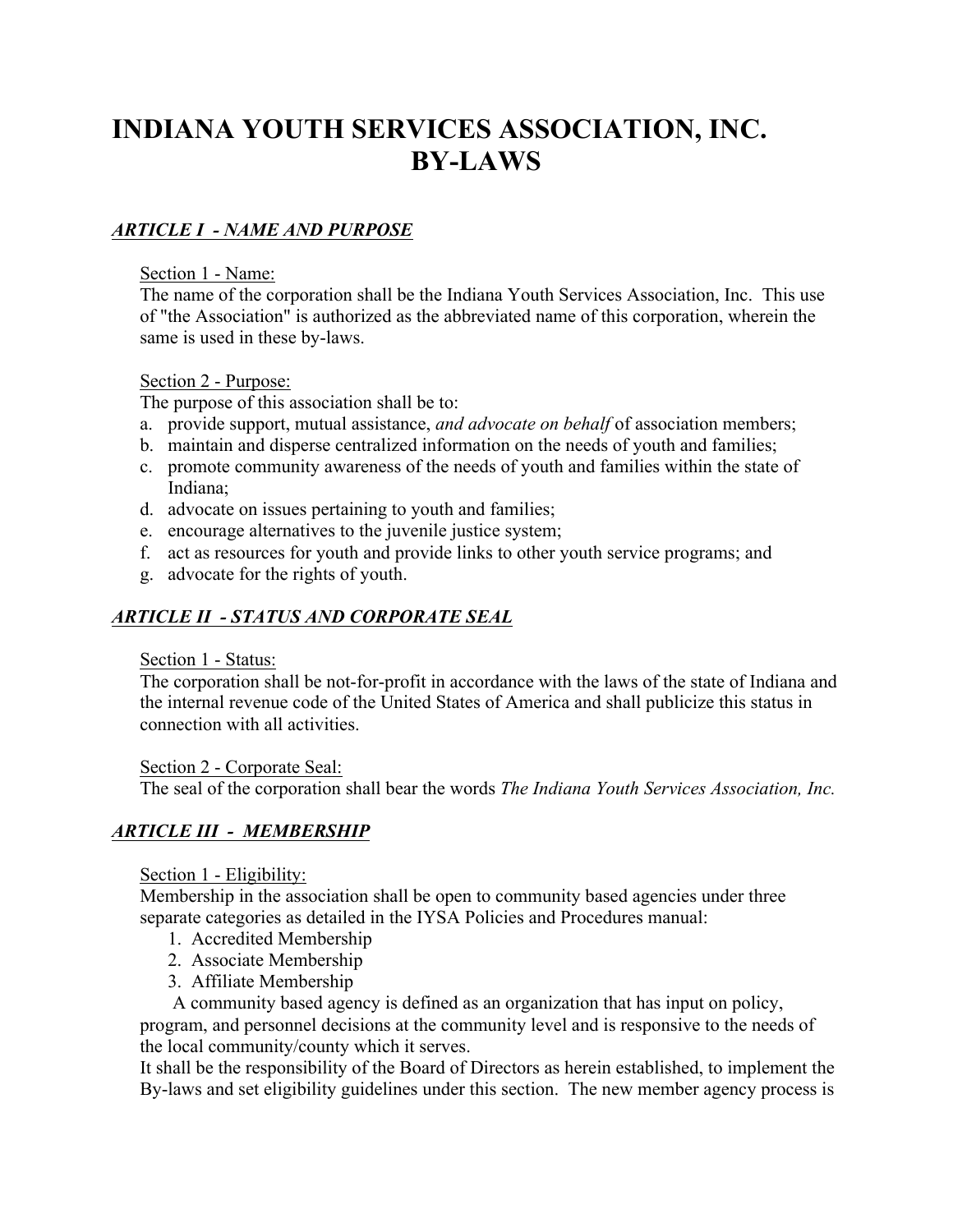# INDIANA YOUTH SERVICES ASSOCIATION, INC.
# BY-LAWS

## ***ARTICLE I - NAME AND PURPOSE***

Section 1 - Name:
The name of the corporation shall be the Indiana Youth Services Association, Inc. This use of "the Association" is authorized as the abbreviated name of this corporation, wherein the same is used in these by-laws.

Section 2 - Purpose:
The purpose of this association shall be to:

a. provide support, mutual assistance, *and advocate on behalf* of association members;
b. maintain and disperse centralized information on the needs of youth and families;
c. promote community awareness of the needs of youth and families within the state of Indiana;
d. advocate on issues pertaining to youth and families;
e. encourage alternatives to the juvenile justice system;
f. act as resources for youth and provide links to other youth service programs; and
g. advocate for the rights of youth.

## ***ARTICLE II - STATUS AND CORPORATE SEAL***

Section 1 - Status:
The corporation shall be not-for-profit in accordance with the laws of the state of Indiana and the internal revenue code of the United States of America and shall publicize this status in connection with all activities.

Section 2 - Corporate Seal:
The seal of the corporation shall bear the words *The Indiana Youth Services Association, Inc.*

## ***ARTICLE III - MEMBERSHIP***

Section 1 - Eligibility:
Membership in the association shall be open to community based agencies under three separate categories as detailed in the IYSA Policies and Procedures manual:

1. Accredited Membership
2. Associate Membership
3. Affiliate Membership

A community based agency is defined as an organization that has input on policy, program, and personnel decisions at the community level and is responsive to the needs of the local community/county which it serves.

It shall be the responsibility of the Board of Directors as herein established, to implement the By-laws and set eligibility guidelines under this section. The new member agency process is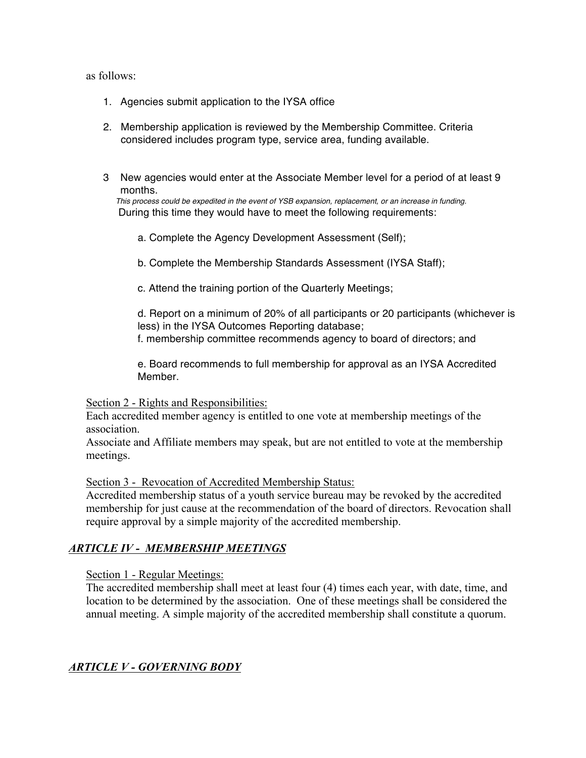as follows:

1. Agencies submit application to the IYSA office

2. Membership application is reviewed by the Membership Committee. Criteria considered includes program type, service area, funding available.

3 New agencies would enter at the Associate Member level for a period of at least 9 months.
*This process could be expedited in the event of YSB expansion, replacement, or an increase in funding.*
During this time they would have to meet the following requirements:

   a. Complete the Agency Development Assessment (Self);

   b. Complete the Membership Standards Assessment (IYSA Staff);

   c. Attend the training portion of the Quarterly Meetings;

   d. Report on a minimum of 20% of all participants or 20 participants (whichever is less) in the IYSA Outcomes Reporting database;
   f. membership committee recommends agency to board of directors; and

   e. Board recommends to full membership for approval as an IYSA Accredited Member.

<u>Section 2 - Rights and Responsibilities:</u>
Each accredited member agency is entitled to one vote at membership meetings of the association.
Associate and Affiliate members may speak, but are not entitled to vote at the membership meetings.

<u>Section 3 - Revocation of Accredited Membership Status:</u>
Accredited membership status of a youth service bureau may be revoked by the accredited membership for just cause at the recommendation of the board of directors. Revocation shall require approval by a simple majority of the accredited membership.

## ***ARTICLE IV - MEMBERSHIP MEETINGS***

<u>Section 1 - Regular Meetings:</u>
The accredited membership shall meet at least four (4) times each year, with date, time, and location to be determined by the association. One of these meetings shall be considered the annual meeting. A simple majority of the accredited membership shall constitute a quorum.

## ***ARTICLE V - GOVERNING BODY***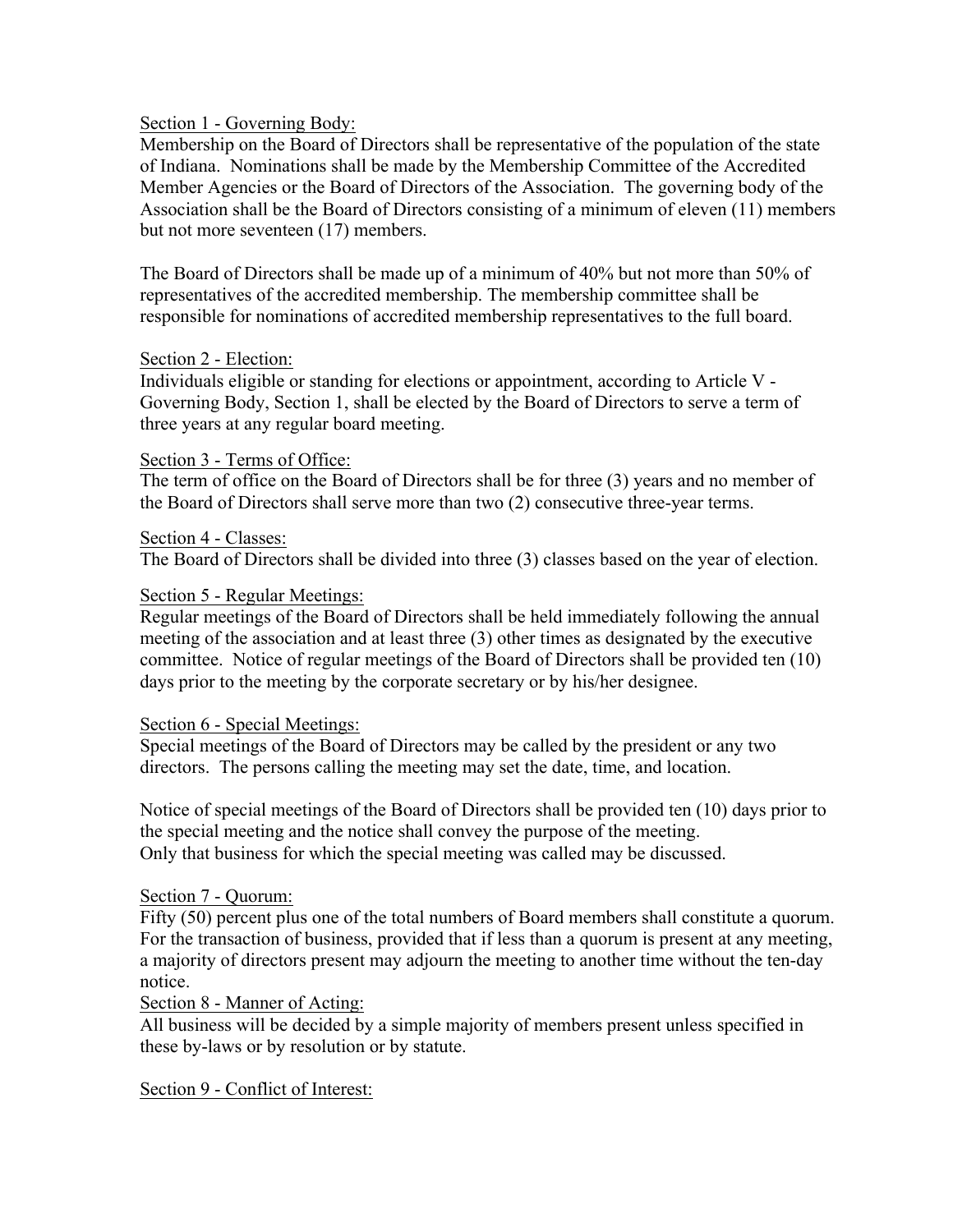Section 1 - Governing Body:

Membership on the Board of Directors shall be representative of the population of the state of Indiana. Nominations shall be made by the Membership Committee of the Accredited Member Agencies or the Board of Directors of the Association. The governing body of the Association shall be the Board of Directors consisting of a minimum of eleven (11) members but not more seventeen (17) members.

The Board of Directors shall be made up of a minimum of 40% but not more than 50% of representatives of the accredited membership. The membership committee shall be responsible for nominations of accredited membership representatives to the full board.

Section 2 - Election:

Individuals eligible or standing for elections or appointment, according to Article V - Governing Body, Section 1, shall be elected by the Board of Directors to serve a term of three years at any regular board meeting.

Section 3 - Terms of Office:

The term of office on the Board of Directors shall be for three (3) years and no member of the Board of Directors shall serve more than two (2) consecutive three-year terms.

Section 4 - Classes:

The Board of Directors shall be divided into three (3) classes based on the year of election.

Section 5 - Regular Meetings:

Regular meetings of the Board of Directors shall be held immediately following the annual meeting of the association and at least three (3) other times as designated by the executive committee. Notice of regular meetings of the Board of Directors shall be provided ten (10) days prior to the meeting by the corporate secretary or by his/her designee.

Section 6 - Special Meetings:

Special meetings of the Board of Directors may be called by the president or any two directors. The persons calling the meeting may set the date, time, and location.

Notice of special meetings of the Board of Directors shall be provided ten (10) days prior to the special meeting and the notice shall convey the purpose of the meeting.
Only that business for which the special meeting was called may be discussed.

Section 7 - Quorum:

Fifty (50) percent plus one of the total numbers of Board members shall constitute a quorum. For the transaction of business, provided that if less than a quorum is present at any meeting, a majority of directors present may adjourn the meeting to another time without the ten-day notice.

Section 8 - Manner of Acting:

All business will be decided by a simple majority of members present unless specified in these by-laws or by resolution or by statute.

Section 9 - Conflict of Interest: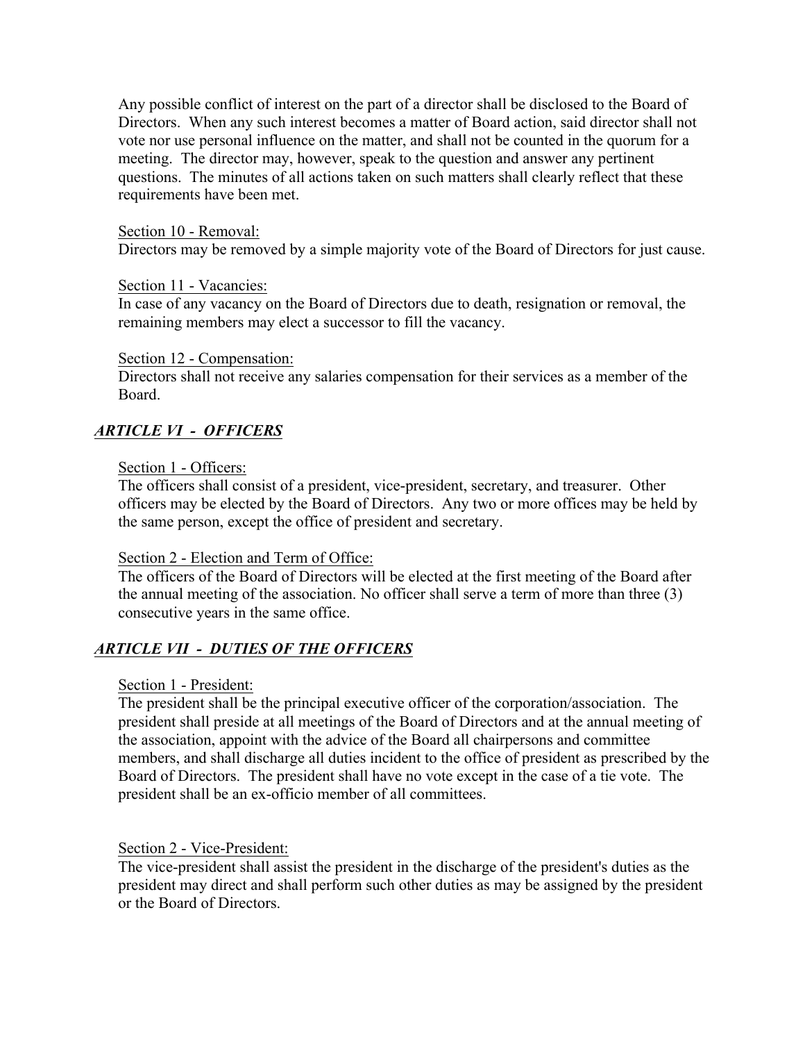Any possible conflict of interest on the part of a director shall be disclosed to the Board of Directors. When any such interest becomes a matter of Board action, said director shall not vote nor use personal influence on the matter, and shall not be counted in the quorum for a meeting. The director may, however, speak to the question and answer any pertinent questions. The minutes of all actions taken on such matters shall clearly reflect that these requirements have been met.

Section 10 - Removal:
Directors may be removed by a simple majority vote of the Board of Directors for just cause.

Section 11 - Vacancies:
In case of any vacancy on the Board of Directors due to death, resignation or removal, the remaining members may elect a successor to fill the vacancy.

Section 12 - Compensation:
Directors shall not receive any salaries compensation for their services as a member of the Board.

## *ARTICLE VI - OFFICERS*

Section 1 - Officers:
The officers shall consist of a president, vice-president, secretary, and treasurer. Other officers may be elected by the Board of Directors. Any two or more offices may be held by the same person, except the office of president and secretary.

Section 2 - Election and Term of Office:
The officers of the Board of Directors will be elected at the first meeting of the Board after the annual meeting of the association. No officer shall serve a term of more than three (3) consecutive years in the same office.

## *ARTICLE VII - DUTIES OF THE OFFICERS*

Section 1 - President:
The president shall be the principal executive officer of the corporation/association. The president shall preside at all meetings of the Board of Directors and at the annual meeting of the association, appoint with the advice of the Board all chairpersons and committee members, and shall discharge all duties incident to the office of president as prescribed by the Board of Directors. The president shall have no vote except in the case of a tie vote. The president shall be an ex-officio member of all committees.

Section 2 - Vice-President:
The vice-president shall assist the president in the discharge of the president's duties as the president may direct and shall perform such other duties as may be assigned by the president or the Board of Directors.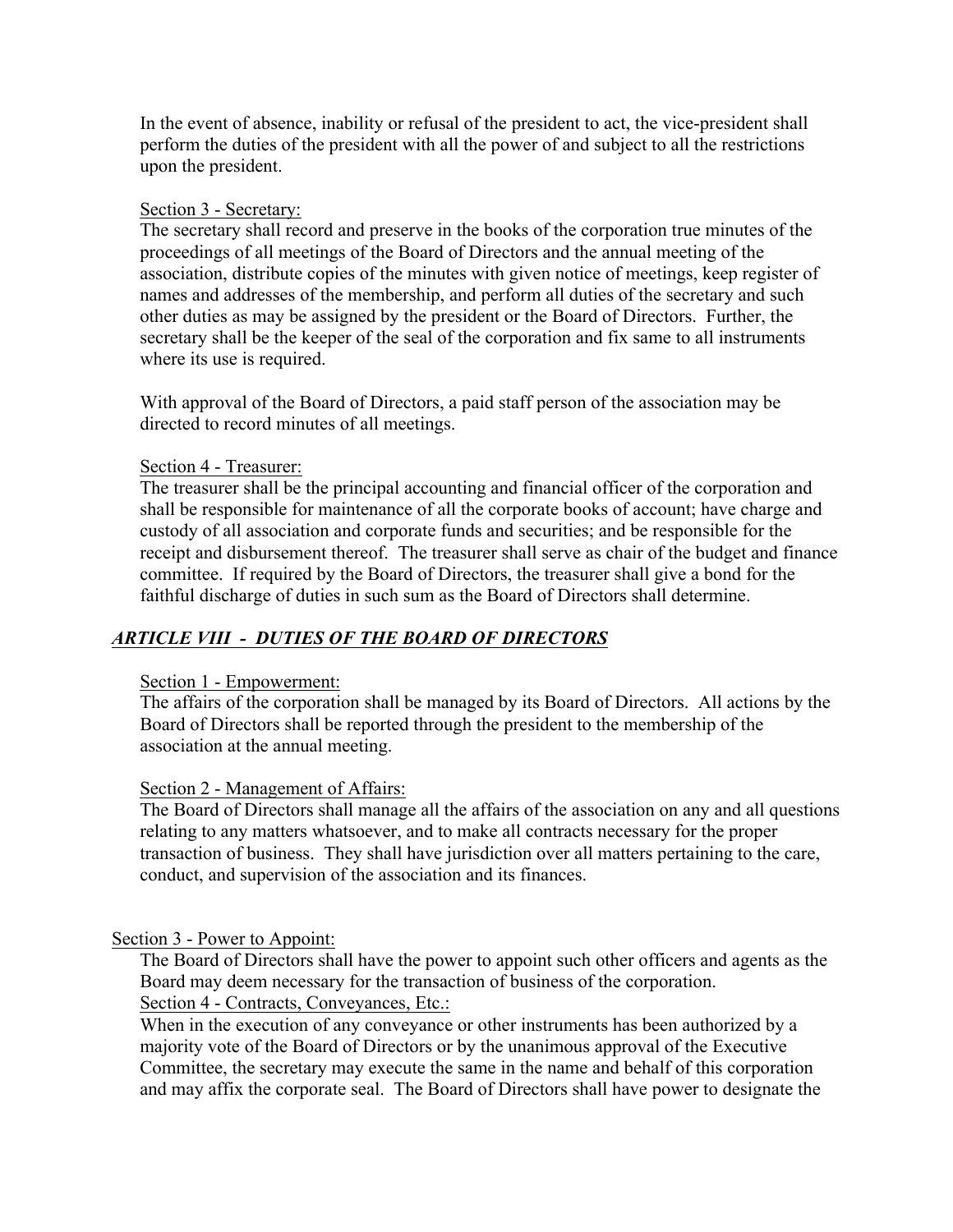In the event of absence, inability or refusal of the president to act, the vice-president shall perform the duties of the president with all the power of and subject to all the restrictions upon the president.

Section 3 - Secretary:

The secretary shall record and preserve in the books of the corporation true minutes of the proceedings of all meetings of the Board of Directors and the annual meeting of the association, distribute copies of the minutes with given notice of meetings, keep register of names and addresses of the membership, and perform all duties of the secretary and such other duties as may be assigned by the president or the Board of Directors. Further, the secretary shall be the keeper of the seal of the corporation and fix same to all instruments where its use is required.

With approval of the Board of Directors, a paid staff person of the association may be directed to record minutes of all meetings.

Section 4 - Treasurer:

The treasurer shall be the principal accounting and financial officer of the corporation and shall be responsible for maintenance of all the corporate books of account; have charge and custody of all association and corporate funds and securities; and be responsible for the receipt and disbursement thereof. The treasurer shall serve as chair of the budget and finance committee. If required by the Board of Directors, the treasurer shall give a bond for the faithful discharge of duties in such sum as the Board of Directors shall determine.

## ***ARTICLE VIII - DUTIES OF THE BOARD OF DIRECTORS***

Section 1 - Empowerment:

The affairs of the corporation shall be managed by its Board of Directors. All actions by the Board of Directors shall be reported through the president to the membership of the association at the annual meeting.

Section 2 - Management of Affairs:

The Board of Directors shall manage all the affairs of the association on any and all questions relating to any matters whatsoever, and to make all contracts necessary for the proper transaction of business. They shall have jurisdiction over all matters pertaining to the care, conduct, and supervision of the association and its finances.

Section 3 - Power to Appoint:

The Board of Directors shall have the power to appoint such other officers and agents as the Board may deem necessary for the transaction of business of the corporation.

Section 4 - Contracts, Conveyances, Etc.:

When in the execution of any conveyance or other instruments has been authorized by a majority vote of the Board of Directors or by the unanimous approval of the Executive Committee, the secretary may execute the same in the name and behalf of this corporation and may affix the corporate seal. The Board of Directors shall have power to designate the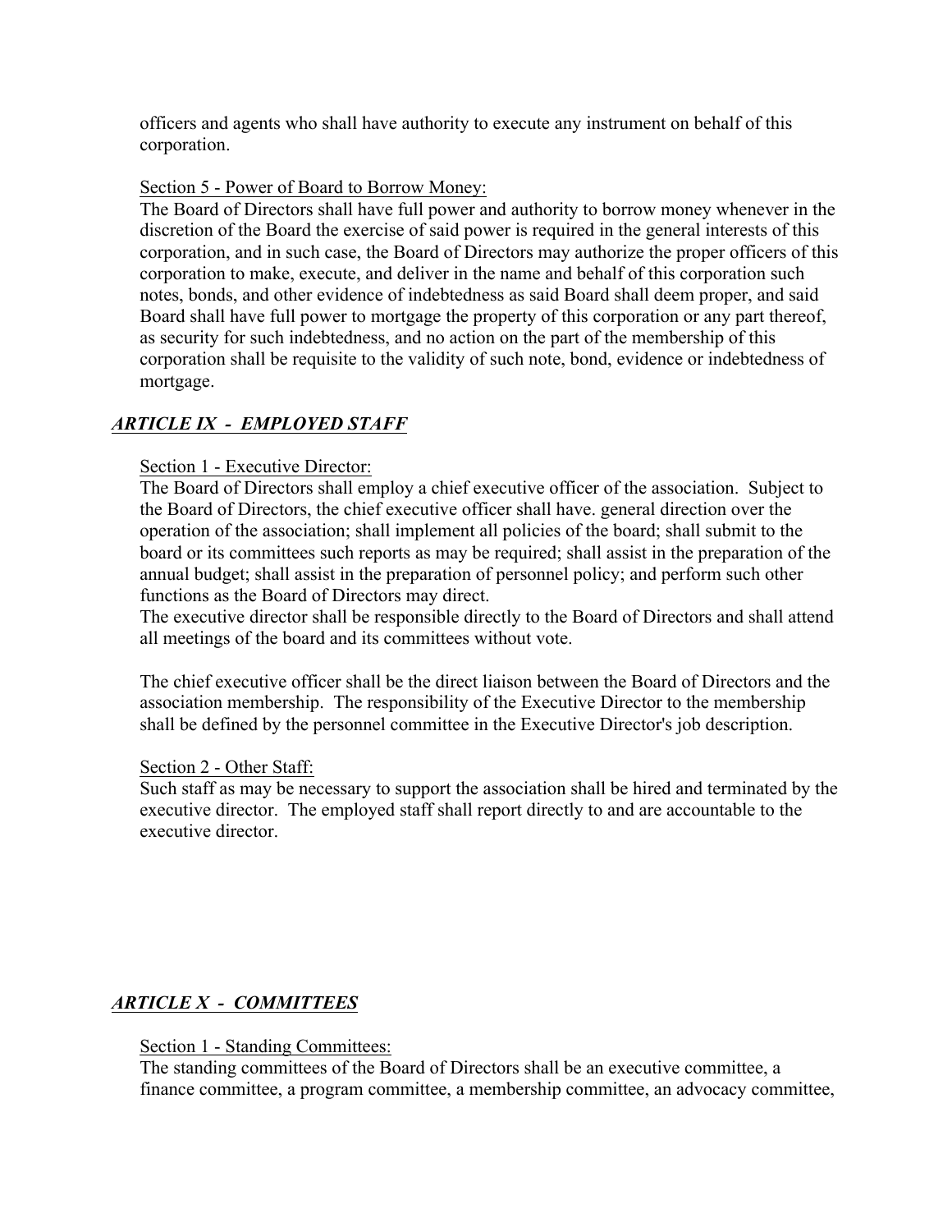officers and agents who shall have authority to execute any instrument on behalf of this corporation.

Section 5 - Power of Board to Borrow Money:

The Board of Directors shall have full power and authority to borrow money whenever in the discretion of the Board the exercise of said power is required in the general interests of this corporation, and in such case, the Board of Directors may authorize the proper officers of this corporation to make, execute, and deliver in the name and behalf of this corporation such notes, bonds, and other evidence of indebtedness as said Board shall deem proper, and said Board shall have full power to mortgage the property of this corporation or any part thereof, as security for such indebtedness, and no action on the part of the membership of this corporation shall be requisite to the validity of such note, bond, evidence or indebtedness of mortgage.

## *ARTICLE IX - EMPLOYED STAFF*

Section 1 - Executive Director:

The Board of Directors shall employ a chief executive officer of the association. Subject to the Board of Directors, the chief executive officer shall have. general direction over the operation of the association; shall implement all policies of the board; shall submit to the board or its committees such reports as may be required; shall assist in the preparation of the annual budget; shall assist in the preparation of personnel policy; and perform such other functions as the Board of Directors may direct.

The executive director shall be responsible directly to the Board of Directors and shall attend all meetings of the board and its committees without vote.

The chief executive officer shall be the direct liaison between the Board of Directors and the association membership. The responsibility of the Executive Director to the membership shall be defined by the personnel committee in the Executive Director's job description.

Section 2 - Other Staff:

Such staff as may be necessary to support the association shall be hired and terminated by the executive director. The employed staff shall report directly to and are accountable to the executive director.

## *ARTICLE X - COMMITTEES*

Section 1 - Standing Committees:

The standing committees of the Board of Directors shall be an executive committee, a finance committee, a program committee, a membership committee, an advocacy committee,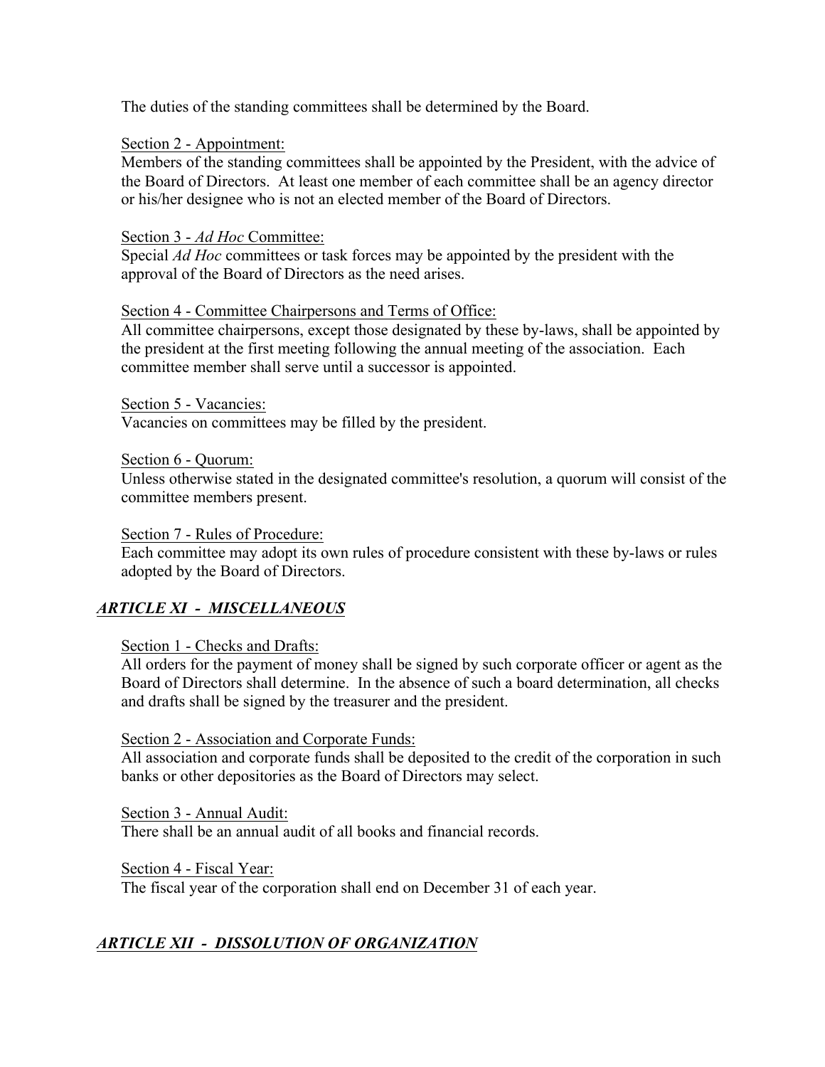The duties of the standing committees shall be determined by the Board.

Section 2 - Appointment:
Members of the standing committees shall be appointed by the President, with the advice of the Board of Directors. At least one member of each committee shall be an agency director or his/her designee who is not an elected member of the Board of Directors.

Section 3 - *Ad Hoc* Committee:
Special *Ad Hoc* committees or task forces may be appointed by the president with the approval of the Board of Directors as the need arises.

Section 4 - Committee Chairpersons and Terms of Office:
All committee chairpersons, except those designated by these by-laws, shall be appointed by the president at the first meeting following the annual meeting of the association. Each committee member shall serve until a successor is appointed.

Section 5 - Vacancies:
Vacancies on committees may be filled by the president.

Section 6 - Quorum:
Unless otherwise stated in the designated committee's resolution, a quorum will consist of the committee members present.

Section 7 - Rules of Procedure:
Each committee may adopt its own rules of procedure consistent with these by-laws or rules adopted by the Board of Directors.

## *ARTICLE XI - MISCELLANEOUS*

Section 1 - Checks and Drafts:
All orders for the payment of money shall be signed by such corporate officer or agent as the Board of Directors shall determine. In the absence of such a board determination, all checks and drafts shall be signed by the treasurer and the president.

Section 2 - Association and Corporate Funds:
All association and corporate funds shall be deposited to the credit of the corporation in such banks or other depositories as the Board of Directors may select.

Section 3 - Annual Audit:
There shall be an annual audit of all books and financial records.

Section 4 - Fiscal Year:
The fiscal year of the corporation shall end on December 31 of each year.

## *ARTICLE XII - DISSOLUTION OF ORGANIZATION*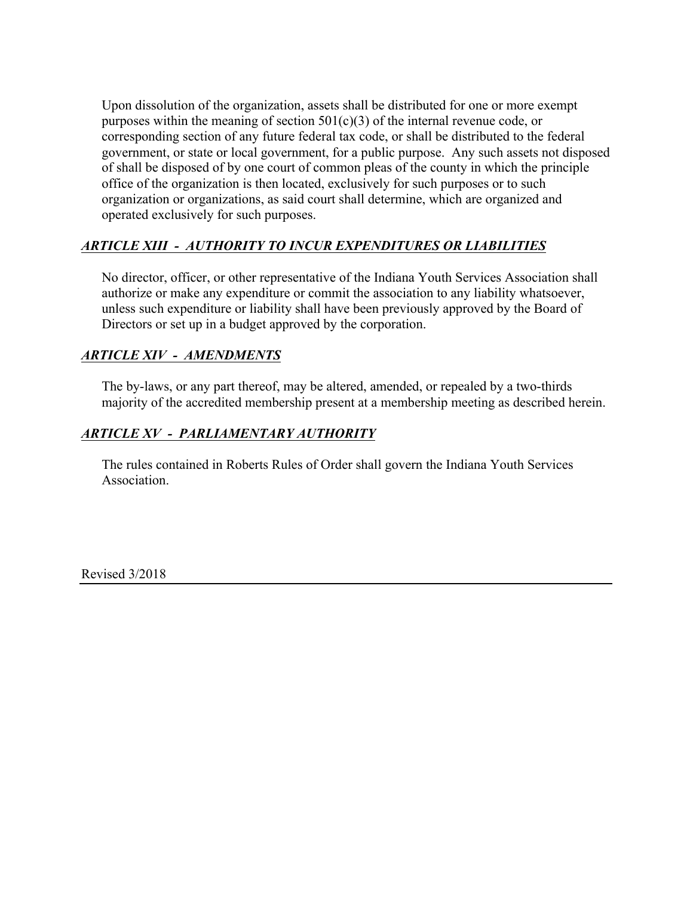Upon dissolution of the organization, assets shall be distributed for one or more exempt purposes within the meaning of section 501(c)(3) of the internal revenue code, or corresponding section of any future federal tax code, or shall be distributed to the federal government, or state or local government, for a public purpose. Any such assets not disposed of shall be disposed of by one court of common pleas of the county in which the principle office of the organization is then located, exclusively for such purposes or to such organization or organizations, as said court shall determine, which are organized and operated exclusively for such purposes.

## ***ARTICLE XIII - AUTHORITY TO INCUR EXPENDITURES OR LIABILITIES***

No director, officer, or other representative of the Indiana Youth Services Association shall authorize or make any expenditure or commit the association to any liability whatsoever, unless such expenditure or liability shall have been previously approved by the Board of Directors or set up in a budget approved by the corporation.

## ***ARTICLE XIV - AMENDMENTS***

The by-laws, or any part thereof, may be altered, amended, or repealed by a two-thirds majority of the accredited membership present at a membership meeting as described herein.

## ***ARTICLE XV - PARLIAMENTARY AUTHORITY***

The rules contained in Roberts Rules of Order shall govern the Indiana Youth Services Association.

Revised 3/2018